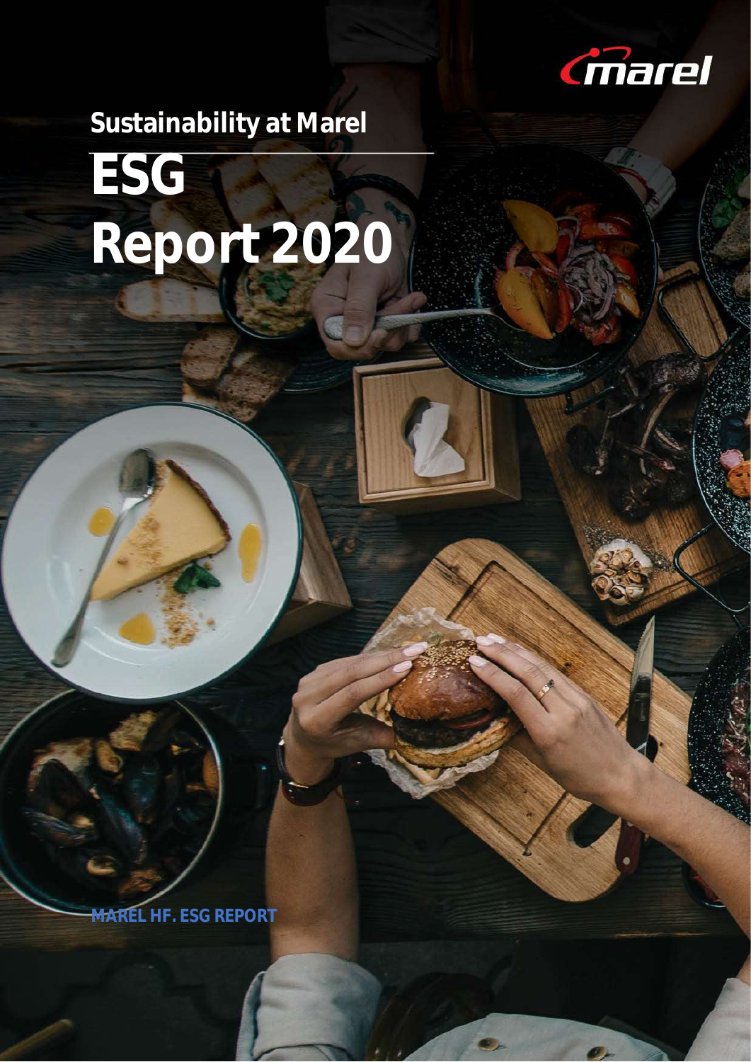marel

## Sustainability at Marel

# ESG Report 2020

MAREL HF. ESG REPORT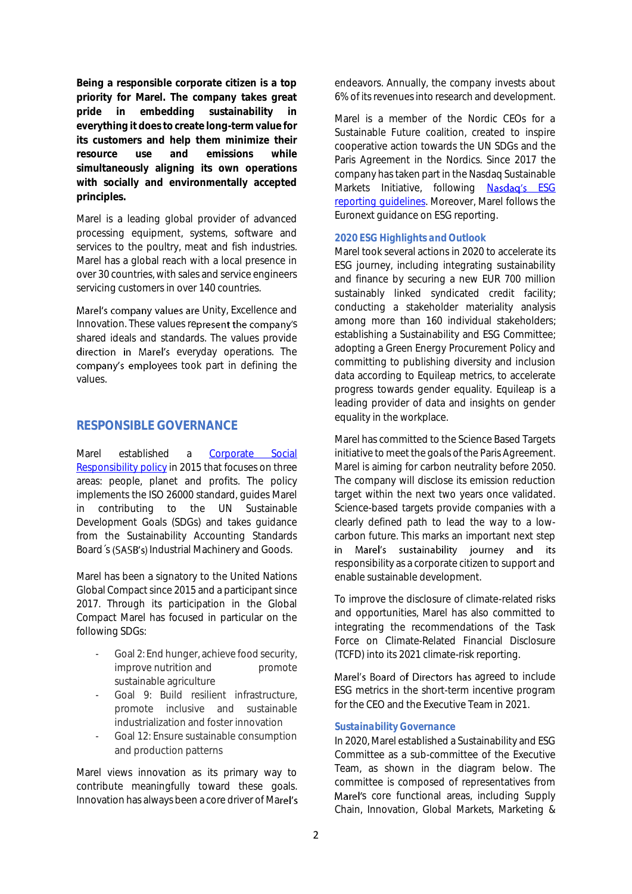**Being a responsible corporate citizen is a top priority for Marel. The company takes great pride in embedding sustainability in everything it does to create long-term value for its customers and help them minimize their resource use and emissions while simultaneously aligning its own operations with socially and environmentally accepted principles.**

Marel is a leading global provider of advanced processing equipment, systems, software and services to the poultry, meat and fish industries. Marel has a global reach with a local presence in over 30 countries, with sales and service engineers servicing customers in over 140 countries.

Marel's company values are Unity, Excellence and Innovation. These values represent the company's shared ideals and standards. The values provide direction in Marel's everyday operations. The company's employees took part in defining the values.

## RESPONSIBLE GOVERNANCE

Marel established a [Corporate Social Responsibility policy]() in 2015 that focuses on three areas: people, planet and profits. The policy implements the ISO 26000 standard, guides Marel in contributing to the UN Sustainable Development Goals (SDGs) and takes guidance from the Sustainability Accounting Standards Board´s (SASB's) Industrial Machinery and Goods.

Marel has been a signatory to the United Nations Global Compact since 2015 and a participant since 2017. Through its participation in the Global Compact Marel has focused in particular on the following SDGs:

- Goal 2: End hunger, achieve food security, improve nutrition and promote sustainable agriculture
- Goal 9: Build resilient infrastructure, promote inclusive and sustainable industrialization and foster innovation
- Goal 12: Ensure sustainable consumption and production patterns

Marel views innovation as its primary way to contribute meaningfully toward these goals. Innovation has always been a core driver of Marel's endeavors. Annually, the company invests about 6% of its revenues into research and development.

Marel is a member of the Nordic CEOs for a Sustainable Future coalition, created to inspire cooperative action towards the UN SDGs and the Paris Agreement in the Nordics. Since 2017 the company has taken part in the Nasdaq Sustainable Markets Initiative, following [Nasdaq's ESG reporting guidelines](). Moreover, Marel follows the Euronext guidance on ESG reporting.

### 2020 ESG Highlights and Outlook

Marel took several actions in 2020 to accelerate its ESG journey, including integrating sustainability and finance by securing a new EUR 700 million sustainably linked syndicated credit facility; conducting a stakeholder materiality analysis among more than 160 individual stakeholders; establishing a Sustainability and ESG Committee; adopting a Green Energy Procurement Policy and committing to publishing diversity and inclusion data according to Equileap metrics, to accelerate progress towards gender equality. Equileap is a leading provider of data and insights on gender equality in the workplace.

Marel has committed to the Science Based Targets initiative to meet the goals of the Paris Agreement. Marel is aiming for carbon neutrality before 2050. The company will disclose its emission reduction target within the next two years once validated. Science-based targets provide companies with a clearly defined path to lead the way to a low-carbon future. This marks an important next step in Marel's sustainability journey and its responsibility as a corporate citizen to support and enable sustainable development.

To improve the disclosure of climate-related risks and opportunities, Marel has also committed to integrating the recommendations of the Task Force on Climate-Related Financial Disclosure (TCFD) into its 2021 climate-risk reporting.

Marel's Board of Directors has agreed to include ESG metrics in the short-term incentive program for the CEO and the Executive Team in 2021.

### Sustainability Governance

In 2020, Marel established a Sustainability and ESG Committee as a sub-committee of the Executive Team, as shown in the diagram below. The committee is composed of representatives from Marel's core functional areas, including Supply Chain, Innovation, Global Markets, Marketing &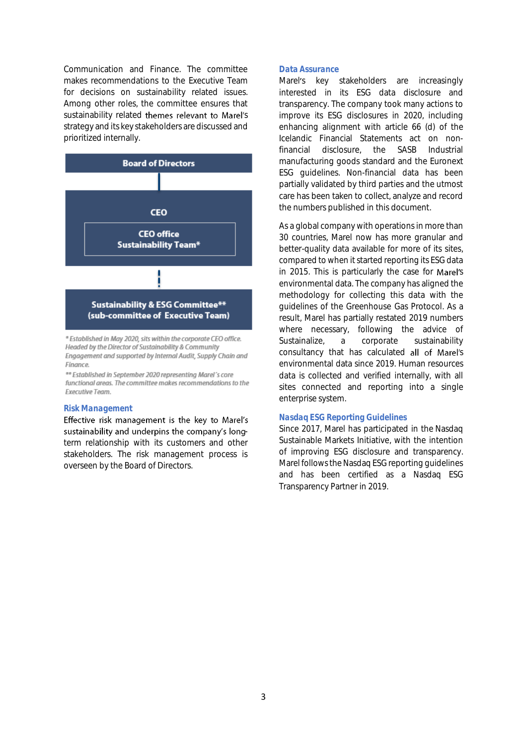Communication and Finance. The committee makes recommendations to the Executive Team for decisions on sustainability related issues. Among other roles, the committee ensures that sustainability related themes relevant to Marel's strategy and its key stakeholders are discussed and prioritized internally.

**Board of Directors**

**CEO**

**CEO office Sustainability Team***

**Sustainability & ESG Committee** (sub-committee of Executive Team)**

*\* Established in May 2020, sits within the corporate CEO office. Headed by the Director of Sustainability & Community Engagement and supported by Internal Audit, Supply Chain and Finance.*

*\*\* Established in September 2020 representing Marel's core functional areas. The committee makes recommendations to the Executive Team.*

## Risk Management

Effective risk management is the key to Marel's sustainability and underpins the company's long-term relationship with its customers and other stakeholders. The risk management process is overseen by the Board of Directors.

## Data Assurance

Marel's key stakeholders are increasingly interested in its ESG data disclosure and transparency. The company took many actions to improve its ESG disclosures in 2020, including enhancing alignment with article 66 (d) of the Icelandic Financial Statements act on non-financial disclosure, the SASB Industrial manufacturing goods standard and the Euronext ESG guidelines. Non-financial data has been partially validated by third parties and the utmost care has been taken to collect, analyze and record the numbers published in this document.

As a global company with operations in more than 30 countries, Marel now has more granular and better-quality data available for more of its sites, compared to when it started reporting its ESG data in 2015. This is particularly the case for Marel's environmental data. The company has aligned the methodology for collecting this data with the guidelines of the Greenhouse Gas Protocol. As a result, Marel has partially restated 2019 numbers where necessary, following the advice of Sustainalize, a corporate sustainability consultancy that has calculated all of Marel's environmental data since 2019. Human resources data is collected and verified internally, with all sites connected and reporting into a single enterprise system.

## Nasdaq ESG Reporting Guidelines

Since 2017, Marel has participated in the Nasdaq Sustainable Markets Initiative, with the intention of improving ESG disclosure and transparency. Marel follows the Nasdaq ESG reporting guidelines and has been certified as a Nasdaq ESG Transparency Partner in 2019.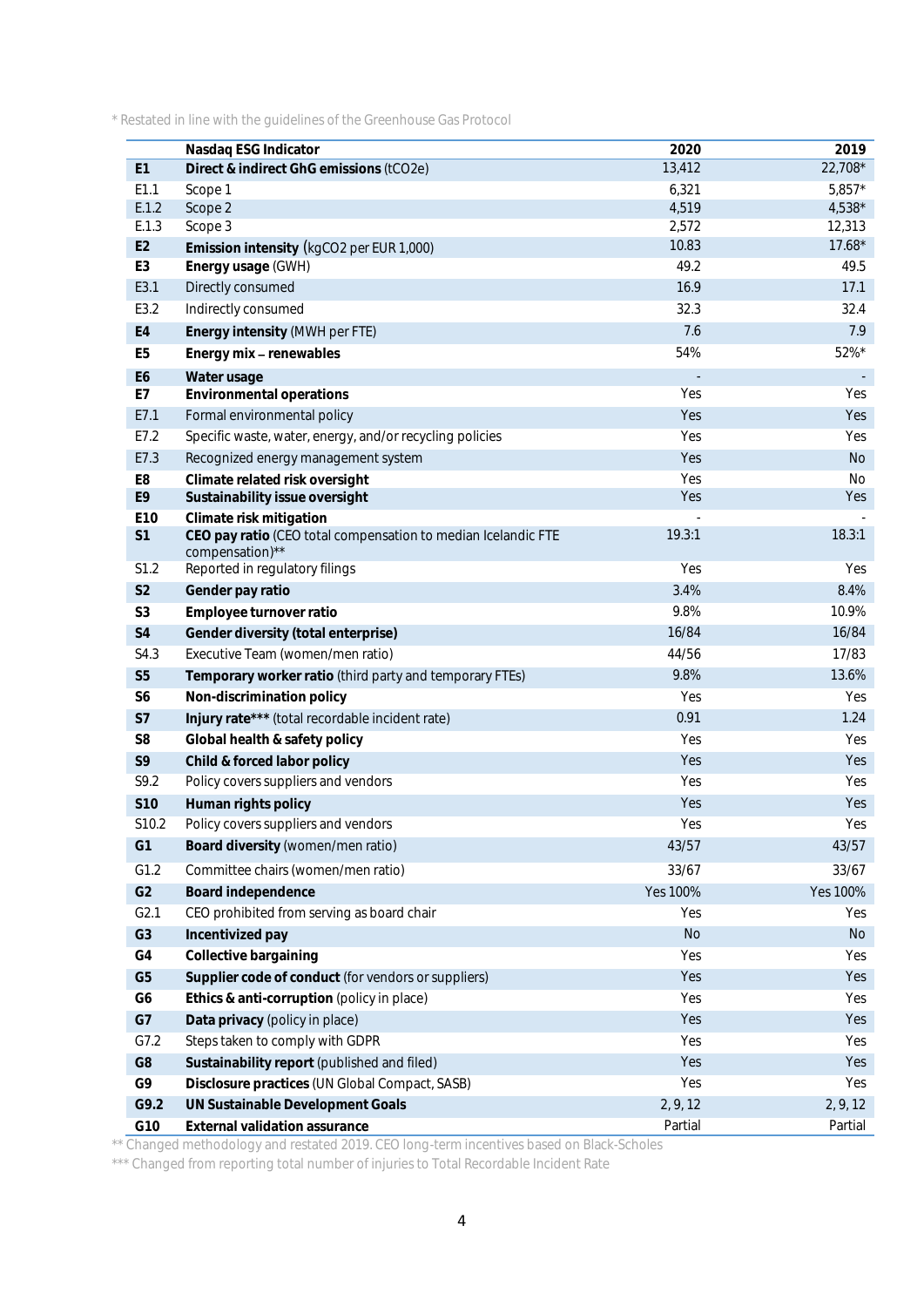* Restated in line with the guidelines of the Greenhouse Gas Protocol

| | Nasdaq ESG Indicator | 2020 | 2019 |
|---|---|---|---|
| **E1** | **Direct & indirect GhG emissions** (tCO2e) | 13,412 | 22,708* |
| E1.1 | Scope 1 | 6,321 | 5,857* |
| E.1.2 | Scope 2 | 4,519 | 4,538* |
| E.1.3 | Scope 3 | 2,572 | 12,313 |
| **E2** | **Emission intensity** (kgCO2 per EUR 1,000) | 10.83 | 17.68* |
| **E3** | **Energy usage** (GWH) | 49.2 | 49.5 |
| E3.1 | Directly consumed | 16.9 | 17.1 |
| E3.2 | Indirectly consumed | 32.3 | 32.4 |
| **E4** | **Energy intensity** (MWH per FTE) | 7.6 | 7.9 |
| **E5** | **Energy mix – renewables** | 54% | 52%* |
| **E6** | **Water usage** | - | - |
| **E7** | **Environmental operations** | Yes | Yes |
| E7.1 | Formal environmental policy | Yes | Yes |
| E7.2 | Specific waste, water, energy, and/or recycling policies | Yes | Yes |
| E7.3 | Recognized energy management system | Yes | No |
| **E8** | **Climate related risk oversight** | Yes | No |
| **E9** | **Sustainability issue oversight** | Yes | Yes |
| **E10** | **Climate risk mitigation** | - | - |
| **S1** | **CEO pay ratio** (CEO total compensation to median Icelandic FTE compensation)** | 19.3:1 | 18.3:1 |
| S1.2 | Reported in regulatory filings | Yes | Yes |
| **S2** | **Gender pay ratio** | 3.4% | 8.4% |
| **S3** | **Employee turnover ratio** | 9.8% | 10.9% |
| **S4** | **Gender diversity (total enterprise)** | 16/84 | 16/84 |
| S4.3 | Executive Team (women/men ratio) | 44/56 | 17/83 |
| **S5** | **Temporary worker ratio** (third party and temporary FTEs) | 9.8% | 13.6% |
| **S6** | **Non-discrimination policy** | Yes | Yes |
| **S7** | **Injury rate***** (total recordable incident rate) | 0.91 | 1.24 |
| **S8** | **Global health & safety policy** | Yes | Yes |
| **S9** | **Child & forced labor policy** | Yes | Yes |
| S9.2 | Policy covers suppliers and vendors | Yes | Yes |
| **S10** | **Human rights policy** | Yes | Yes |
| S10.2 | Policy covers suppliers and vendors | Yes | Yes |
| **G1** | **Board diversity** (women/men ratio) | 43/57 | 43/57 |
| G1.2 | Committee chairs (women/men ratio) | 33/67 | 33/67 |
| **G2** | **Board independence** | Yes 100% | Yes 100% |
| G2.1 | CEO prohibited from serving as board chair | Yes | Yes |
| **G3** | **Incentivized pay** | No | No |
| **G4** | **Collective bargaining** | Yes | Yes |
| **G5** | **Supplier code of conduct** (for vendors or suppliers) | Yes | Yes |
| **G6** | **Ethics & anti-corruption** (policy in place) | Yes | Yes |
| **G7** | **Data privacy** (policy in place) | Yes | Yes |
| G7.2 | Steps taken to comply with GDPR | Yes | Yes |
| **G8** | **Sustainability report** (published and filed) | Yes | Yes |
| **G9** | **Disclosure practices** (UN Global Compact, SASB) | Yes | Yes |
| **G9.2** | **UN Sustainable Development Goals** | 2, 9, 12 | 2, 9, 12 |
| **G10** | **External validation assurance** | Partial | Partial |

** Changed methodology and restated 2019. CEO long-term incentives based on Black-Scholes

*** Changed from reporting total number of injuries to Total Recordable Incident Rate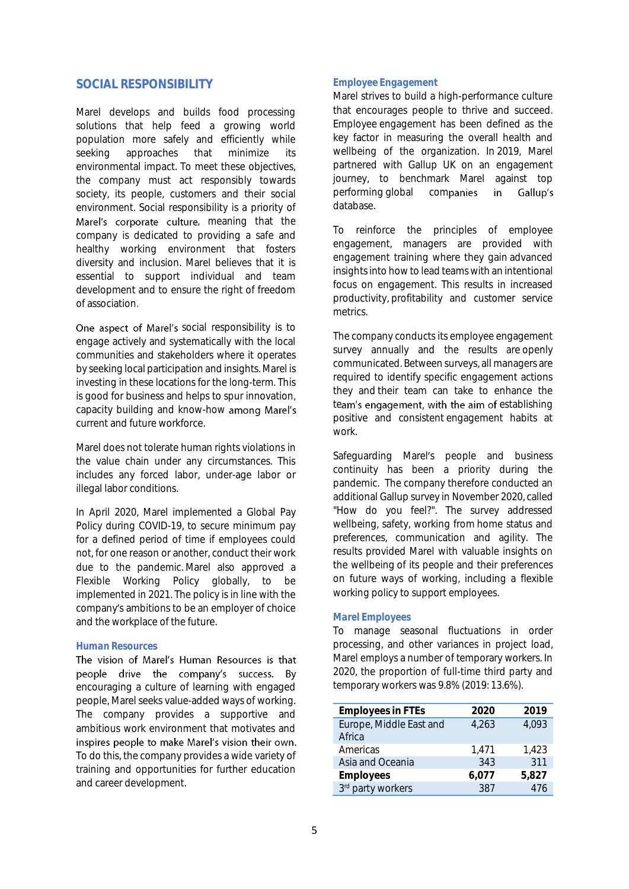## SOCIAL RESPONSIBILITY

Marel develops and builds food processing solutions that help feed a growing world population more safely and efficiently while seeking approaches that minimize its environmental impact. To meet these objectives, the company must act responsibly towards society, its people, customers and their social environment. Social responsibility is a priority of Marel's corporate culture, meaning that the company is dedicated to providing a safe and healthy working environment that fosters diversity and inclusion. Marel believes that it is essential to support individual and team development and to ensure the right of freedom of association.

One aspect of Marel's social responsibility is to engage actively and systematically with the local communities and stakeholders where it operates by seeking local participation and insights. Marel is investing in these locations for the long-term. This is good for business and helps to spur innovation, capacity building and know-how among Marel's current and future workforce.

Marel does not tolerate human rights violations in the value chain under any circumstances. This includes any forced labor, under-age labor or illegal labor conditions.

In April 2020, Marel implemented a Global Pay Policy during COVID-19, to secure minimum pay for a defined period of time if employees could not, for one reason or another, conduct their work due to the pandemic. Marel also approved a Flexible Working Policy globally, to be implemented in 2021. The policy is in line with the company's ambitions to be an employer of choice and the workplace of the future.

### Human Resources

The vision of Marel's Human Resources is that people drive the company's success. By encouraging a culture of learning with engaged people, Marel seeks value-added ways of working. The company provides a supportive and ambitious work environment that motivates and inspires people to make Marel's vision their own. To do this, the company provides a wide variety of training and opportunities for further education and career development.

### Employee Engagement

Marel strives to build a high-performance culture that encourages people to thrive and succeed. Employee engagement has been defined as the key factor in measuring the overall health and wellbeing of the organization. In 2019, Marel partnered with Gallup UK on an engagement journey, to benchmark Marel against top performing global companies in Gallup's database.

To reinforce the principles of employee engagement, managers are provided with engagement training where they gain advanced insights into how to lead teams with an intentional focus on engagement. This results in increased productivity, profitability and customer service metrics.

The company conducts its employee engagement survey annually and the results are openly communicated. Between surveys, all managers are required to identify specific engagement actions they and their team can take to enhance the team's engagement, with the aim of establishing positive and consistent engagement habits at work.

Safeguarding Marel's people and business continuity has been a priority during the pandemic. The company therefore conducted an additional Gallup survey in November 2020, called "How do you feel?". The survey addressed wellbeing, safety, working from home status and preferences, communication and agility. The results provided Marel with valuable insights on the wellbeing of its people and their preferences on future ways of working, including a flexible working policy to support employees.

### Marel Employees

To manage seasonal fluctuations in order processing, and other variances in project load, Marel employs a number of temporary workers. In 2020, the proportion of full-time third party and temporary workers was 9.8% (2019: 13.6%).

| **Employees in FTEs** | **2020** | **2019** |
|---|---|---|
| Europe, Middle East and Africa | 4,263 | 4,093 |
| Americas | 1,471 | 1,423 |
| Asia and Oceania | 343 | 311 |
| **Employees** | **6,077** | **5,827** |
| 3rd party workers | 387 | 476 |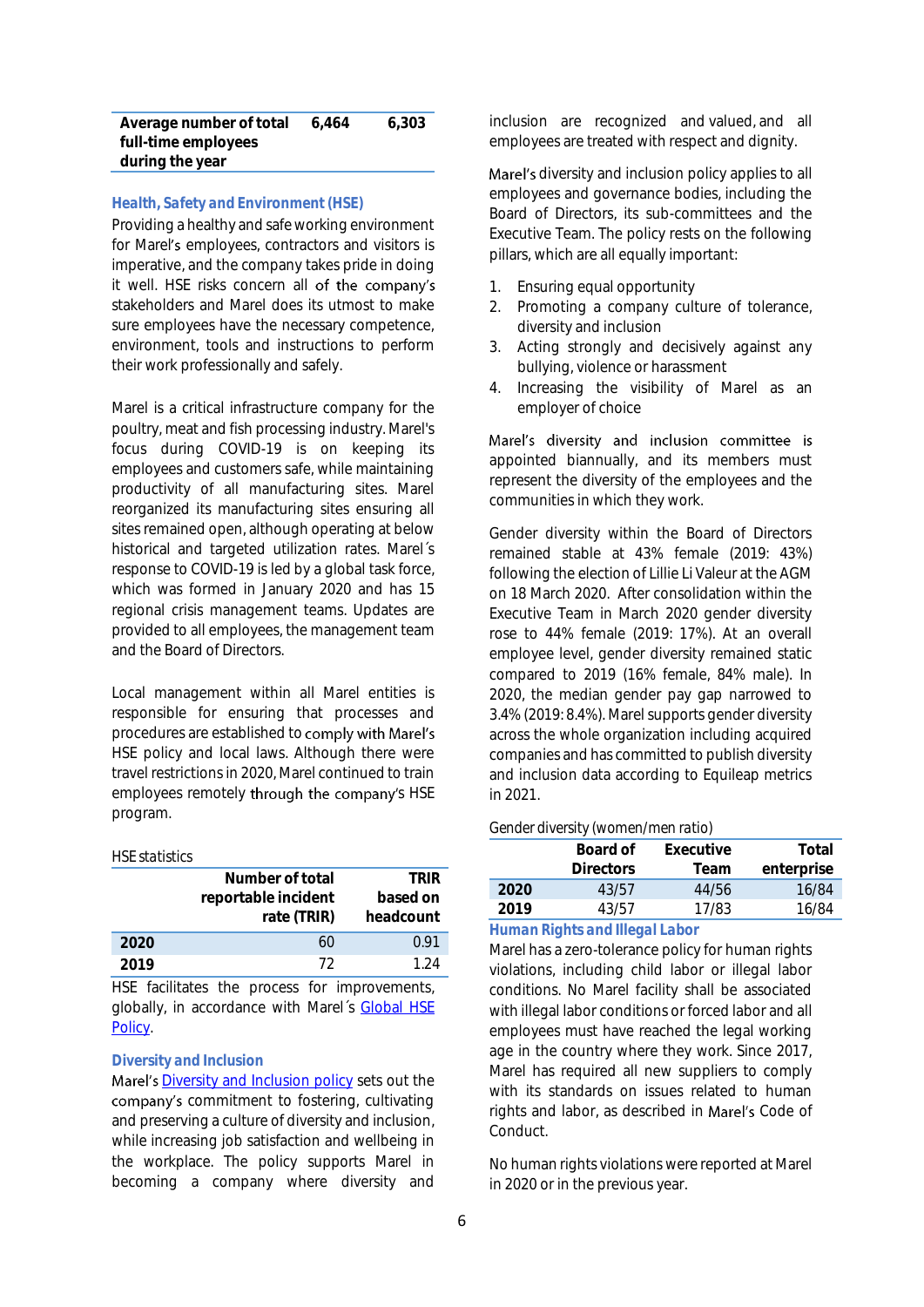| Average number of total full-time employees during the year | 6,464 | 6,303 |
|---|---|---|

## Health, Safety and Environment (HSE)

Providing a healthy and safe working environment for Marel's employees, contractors and visitors is imperative, and the company takes pride in doing it well. HSE risks concern all of the company's stakeholders and Marel does its utmost to make sure employees have the necessary competence, environment, tools and instructions to perform their work professionally and safely.

Marel is a critical infrastructure company for the poultry, meat and fish processing industry. Marel's focus during COVID-19 is on keeping its employees and customers safe, while maintaining productivity of all manufacturing sites. Marel reorganized its manufacturing sites ensuring all sites remained open, although operating at below historical and targeted utilization rates. Marel´s response to COVID-19 is led by a global task force, which was formed in January 2020 and has 15 regional crisis management teams. Updates are provided to all employees, the management team and the Board of Directors.

Local management within all Marel entities is responsible for ensuring that processes and procedures are established to comply with Marel's HSE policy and local laws. Although there were travel restrictions in 2020, Marel continued to train employees remotely through the company's HSE program.

HSE statistics

| | Number of total reportable incident rate (TRIR) | TRIR based on headcount |
|---|---|---|
| **2020** | 60 | 0.91 |
| **2019** | 72 | 1.24 |

HSE facilitates the process for improvements, globally, in accordance with Marel´s Global HSE Policy.

## Diversity and Inclusion

Marel's Diversity and Inclusion policy sets out the company's commitment to fostering, cultivating and preserving a culture of diversity and inclusion, while increasing job satisfaction and wellbeing in the workplace. The policy supports Marel in becoming a company where diversity and inclusion are recognized and valued, and all employees are treated with respect and dignity.

Marel's diversity and inclusion policy applies to all employees and governance bodies, including the Board of Directors, its sub-committees and the Executive Team. The policy rests on the following pillars, which are all equally important:

1. Ensuring equal opportunity
2. Promoting a company culture of tolerance, diversity and inclusion
3. Acting strongly and decisively against any bullying, violence or harassment
4. Increasing the visibility of Marel as an employer of choice

Marel's diversity and inclusion committee is appointed biannually, and its members must represent the diversity of the employees and the communities in which they work.

Gender diversity within the Board of Directors remained stable at 43% female (2019: 43%) following the election of Lillie Li Valeur at the AGM on 18 March 2020. After consolidation within the Executive Team in March 2020 gender diversity rose to 44% female (2019: 17%). At an overall employee level, gender diversity remained static compared to 2019 (16% female, 84% male). In 2020, the median gender pay gap narrowed to 3.4% (2019: 8.4%). Marel supports gender diversity across the whole organization including acquired companies and has committed to publish diversity and inclusion data according to Equileap metrics in 2021.

Gender diversity (women/men ratio)

| | Board of Directors | Executive Team | Total enterprise |
|---|---|---|---|
| **2020** | 43/57 | 44/56 | 16/84 |
| **2019** | 43/57 | 17/83 | 16/84 |

## Human Rights and Illegal Labor

Marel has a zero-tolerance policy for human rights violations, including child labor or illegal labor conditions. No Marel facility shall be associated with illegal labor conditions or forced labor and all employees must have reached the legal working age in the country where they work. Since 2017, Marel has required all new suppliers to comply with its standards on issues related to human rights and labor, as described in Marel's Code of Conduct.

No human rights violations were reported at Marel in 2020 or in the previous year.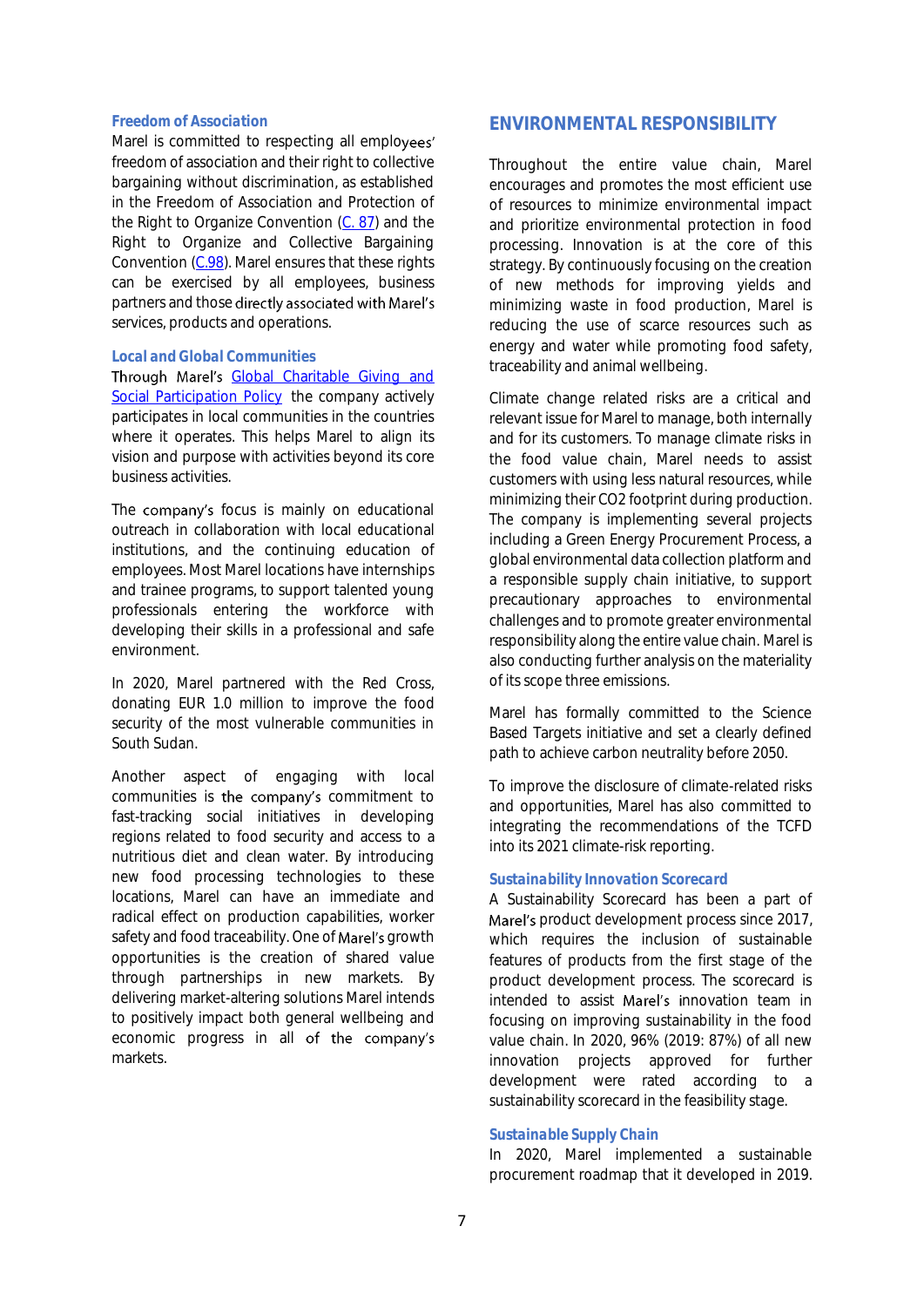### Freedom of Association

Marel is committed to respecting all employees' freedom of association and their right to collective bargaining without discrimination, as established in the Freedom of Association and Protection of the Right to Organize Convention ([C. 87]) and the Right to Organize and Collective Bargaining Convention ([C.98]). Marel ensures that these rights can be exercised by all employees, business partners and those directly associated with Marel's services, products and operations.

### Local and Global Communities

Through Marel's [Global Charitable Giving and Social Participation Policy] the company actively participates in local communities in the countries where it operates. This helps Marel to align its vision and purpose with activities beyond its core business activities.

The company's focus is mainly on educational outreach in collaboration with local educational institutions, and the continuing education of employees. Most Marel locations have internships and trainee programs, to support talented young professionals entering the workforce with developing their skills in a professional and safe environment.

In 2020, Marel partnered with the Red Cross, donating EUR 1.0 million to improve the food security of the most vulnerable communities in South Sudan.

Another aspect of engaging with local communities is the company's commitment to fast-tracking social initiatives in developing regions related to food security and access to a nutritious diet and clean water. By introducing new food processing technologies to these locations, Marel can have an immediate and radical effect on production capabilities, worker safety and food traceability. One of Marel's growth opportunities is the creation of shared value through partnerships in new markets. By delivering market-altering solutions Marel intends to positively impact both general wellbeing and economic progress in all of the company's markets.

## ENVIRONMENTAL RESPONSIBILITY

Throughout the entire value chain, Marel encourages and promotes the most efficient use of resources to minimize environmental impact and prioritize environmental protection in food processing. Innovation is at the core of this strategy. By continuously focusing on the creation of new methods for improving yields and minimizing waste in food production, Marel is reducing the use of scarce resources such as energy and water while promoting food safety, traceability and animal wellbeing.

Climate change related risks are a critical and relevant issue for Marel to manage, both internally and for its customers. To manage climate risks in the food value chain, Marel needs to assist customers with using less natural resources, while minimizing their CO2 footprint during production. The company is implementing several projects including a Green Energy Procurement Process, a global environmental data collection platform and a responsible supply chain initiative, to support precautionary approaches to environmental challenges and to promote greater environmental responsibility along the entire value chain. Marel is also conducting further analysis on the materiality of its scope three emissions.

Marel has formally committed to the Science Based Targets initiative and set a clearly defined path to achieve carbon neutrality before 2050.

To improve the disclosure of climate-related risks and opportunities, Marel has also committed to integrating the recommendations of the TCFD into its 2021 climate-risk reporting.

### Sustainability Innovation Scorecard

A Sustainability Scorecard has been a part of Marel's product development process since 2017, which requires the inclusion of sustainable features of products from the first stage of the product development process. The scorecard is intended to assist Marel's innovation team in focusing on improving sustainability in the food value chain. In 2020, 96% (2019: 87%) of all new innovation projects approved for further development were rated according to a sustainability scorecard in the feasibility stage.

### Sustainable Supply Chain

In 2020, Marel implemented a sustainable procurement roadmap that it developed in 2019.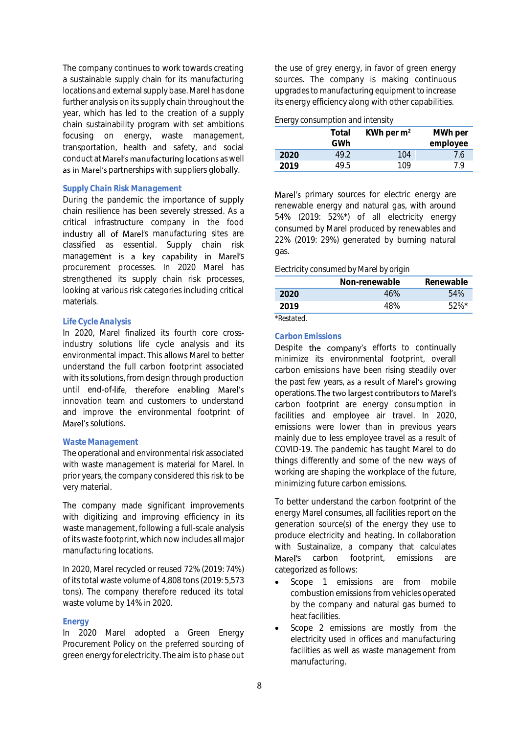The company continues to work towards creating a sustainable supply chain for its manufacturing locations and external supply base. Marel has done further analysis on its supply chain throughout the year, which has led to the creation of a supply chain sustainability program with set ambitions focusing on energy, waste management, transportation, health and safety, and social conduct at Marel's manufacturing locations as well as in Marel's partnerships with suppliers globally.

### Supply Chain Risk Management

During the pandemic the importance of supply chain resilience has been severely stressed. As a critical infrastructure company in the food industry all of Marel's manufacturing sites are classified as essential. Supply chain risk management is a key capability in Marel's procurement processes. In 2020 Marel has strengthened its supply chain risk processes, looking at various risk categories including critical materials.

### Life Cycle Analysis

In 2020, Marel finalized its fourth core cross-industry solutions life cycle analysis and its environmental impact. This allows Marel to better understand the full carbon footprint associated with its solutions, from design through production until end-of-life, therefore enabling Marel's innovation team and customers to understand and improve the environmental footprint of Marel's solutions.

### Waste Management

The operational and environmental risk associated with waste management is material for Marel. In prior years, the company considered this risk to be very material.

The company made significant improvements with digitizing and improving efficiency in its waste management, following a full-scale analysis of its waste footprint, which now includes all major manufacturing locations.

In 2020, Marel recycled or reused 72% (2019: 74%) of its total waste volume of 4,808 tons (2019: 5,573 tons). The company therefore reduced its total waste volume by 14% in 2020.

### Energy

In 2020 Marel adopted a Green Energy Procurement Policy on the preferred sourcing of green energy for electricity. The aim is to phase out the use of grey energy, in favor of green energy sources. The company is making continuous upgrades to manufacturing equipment to increase its energy efficiency along with other capabilities.

Energy consumption and intensity

| | Total GWh | KWh per m² | MWh per employee |
|---|---|---|---|
| **2020** | 49.2 | 104 | 7.6 |
| **2019** | 49.5 | 109 | 7.9 |

Marel's primary sources for electric energy are renewable energy and natural gas, with around 54% (2019: 52%*) of all electricity energy consumed by Marel produced by renewables and 22% (2019: 29%) generated by burning natural gas.

Electricity consumed by Marel by origin

| | Non-renewable | Renewable |
|---|---|---|
| **2020** | 46% | 54% |
| **2019** | 48% | 52%* |

*Restated.

### Carbon Emissions

Despite the company's efforts to continually minimize its environmental footprint, overall carbon emissions have been rising steadily over the past few years, as a result of Marel's growing operations. The two largest contributors to Marel's carbon footprint are energy consumption in facilities and employee air travel. In 2020, emissions were lower than in previous years mainly due to less employee travel as a result of COVID-19. The pandemic has taught Marel to do things differently and some of the new ways of working are shaping the workplace of the future, minimizing future carbon emissions.

To better understand the carbon footprint of the energy Marel consumes, all facilities report on the generation source(s) of the energy they use to produce electricity and heating. In collaboration with Sustainalize, a company that calculates Marel's carbon footprint, emissions are categorized as follows:

- Scope 1 emissions are from mobile combustion emissions from vehicles operated by the company and natural gas burned to heat facilities.
- Scope 2 emissions are mostly from the electricity used in offices and manufacturing facilities as well as waste management from manufacturing.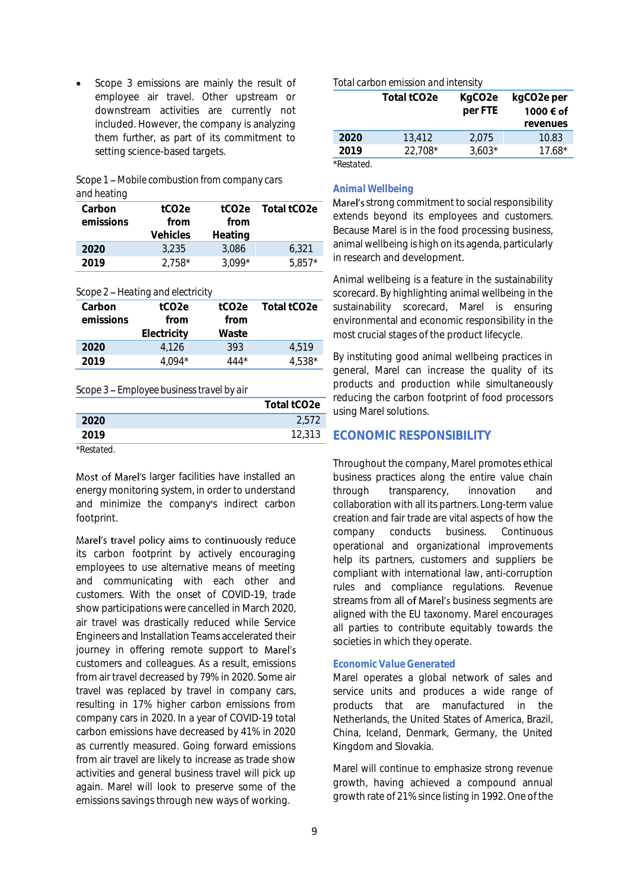- Scope 3 emissions are mainly the result of employee air travel. Other upstream or downstream activities are currently not included. However, the company is analyzing them further, as part of its commitment to setting science-based targets.

Scope 1 – Mobile combustion from company cars and heating

| Carbon emissions | tCO2e from Vehicles | tCO2e from Heating | Total tCO2e |
|---|---|---|---|
| **2020** | 3,235 | 3,086 | 6,321 |
| **2019** | 2,758* | 3,099* | 5,857* |

Scope 2 – Heating and electricity

| Carbon emissions | tCO2e from Electricity | tCO2e from Waste | Total tCO2e |
|---|---|---|---|
| **2020** | 4,126 | 393 | 4,519 |
| **2019** | 4,094* | 444* | 4,538* |

Scope 3 – Employee business travel by air

| | Total tCO2e |
|---|---|
| **2020** | 2,572 |
| **2019** | 12,313 |

*Restated.

Most of Marel's larger facilities have installed an energy monitoring system, in order to understand and minimize the company's indirect carbon footprint.

Marel's travel policy aims to continuously reduce its carbon footprint by actively encouraging employees to use alternative means of meeting and communicating with each other and customers. With the onset of COVID-19, trade show participations were cancelled in March 2020, air travel was drastically reduced while Service Engineers and Installation Teams accelerated their journey in offering remote support to Marel's customers and colleagues. As a result, emissions from air travel decreased by 79% in 2020. Some air travel was replaced by travel in company cars, resulting in 17% higher carbon emissions from company cars in 2020. In a year of COVID-19 total carbon emissions have decreased by 41% in 2020 as currently measured. Going forward emissions from air travel are likely to increase as trade show activities and general business travel will pick up again. Marel will look to preserve some of the emissions savings through new ways of working.

Total carbon emission and intensity

| | Total tCO2e | KgCO2e per FTE | kgCO2e per 1000 € of revenues |
|---|---|---|---|
| **2020** | 13,412 | 2,075 | 10.83 |
| **2019** | 22,708* | 3,603* | 17.68* |

*Restated.

### Animal Wellbeing

Marel's strong commitment to social responsibility extends beyond its employees and customers. Because Marel is in the food processing business, animal wellbeing is high on its agenda, particularly in research and development.

Animal wellbeing is a feature in the sustainability scorecard. By highlighting animal wellbeing in the sustainability scorecard, Marel is ensuring environmental and economic responsibility in the most crucial stages of the product lifecycle.

By instituting good animal wellbeing practices in general, Marel can increase the quality of its products and production while simultaneously reducing the carbon footprint of food processors using Marel solutions.

## ECONOMIC RESPONSIBILITY

Throughout the company, Marel promotes ethical business practices along the entire value chain through transparency, innovation and collaboration with all its partners. Long-term value creation and fair trade are vital aspects of how the company conducts business. Continuous operational and organizational improvements help its partners, customers and suppliers be compliant with international law, anti-corruption rules and compliance regulations. Revenue streams from all of Marel's business segments are aligned with the EU taxonomy. Marel encourages all parties to contribute equitably towards the societies in which they operate.

### Economic Value Generated

Marel operates a global network of sales and service units and produces a wide range of products that are manufactured in the Netherlands, the United States of America, Brazil, China, Iceland, Denmark, Germany, the United Kingdom and Slovakia.

Marel will continue to emphasize strong revenue growth, having achieved a compound annual growth rate of 21% since listing in 1992. One of the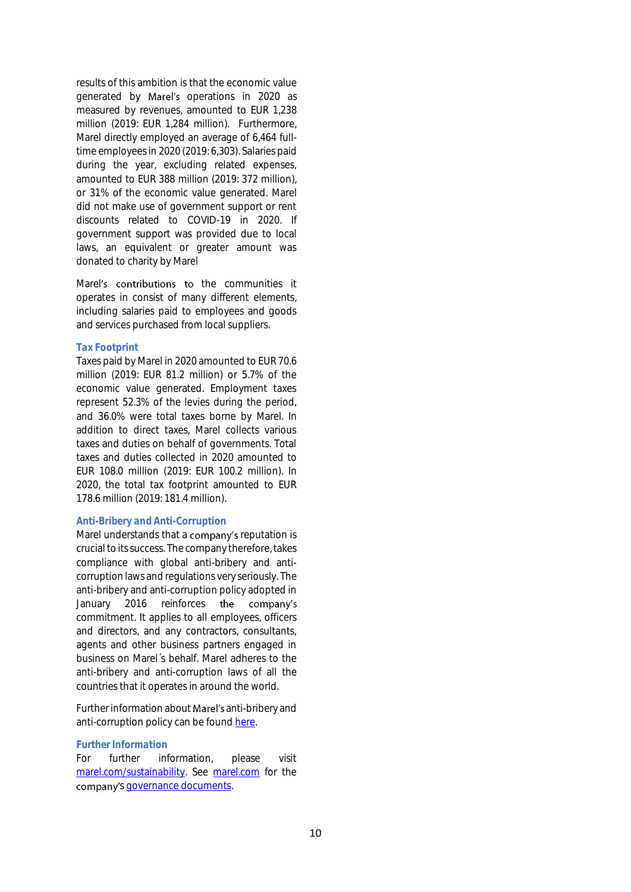results of this ambition is that the economic value generated by Marel's operations in 2020 as measured by revenues, amounted to EUR 1,238 million (2019: EUR 1,284 million). Furthermore, Marel directly employed an average of 6,464 full-time employees in 2020 (2019: 6,303). Salaries paid during the year, excluding related expenses, amounted to EUR 388 million (2019: 372 million), or 31% of the economic value generated. Marel did not make use of government support or rent discounts related to COVID-19 in 2020. If government support was provided due to local laws, an equivalent or greater amount was donated to charity by Marel

Marel's contributions to the communities it operates in consist of many different elements, including salaries paid to employees and goods and services purchased from local suppliers.

### Tax Footprint

Taxes paid by Marel in 2020 amounted to EUR 70.6 million (2019: EUR 81.2 million) or 5.7% of the economic value generated. Employment taxes represent 52.3% of the levies during the period, and 36.0% were total taxes borne by Marel. In addition to direct taxes, Marel collects various taxes and duties on behalf of governments. Total taxes and duties collected in 2020 amounted to EUR 108.0 million (2019: EUR 100.2 million). In 2020, the total tax footprint amounted to EUR 178.6 million (2019: 181.4 million).

### Anti-Bribery and Anti-Corruption

Marel understands that a company's reputation is crucial to its success. The company therefore, takes compliance with global anti-bribery and anti-corruption laws and regulations very seriously. The anti-bribery and anti-corruption policy adopted in January 2016 reinforces the company's commitment. It applies to all employees, officers and directors, and any contractors, consultants, agents and other business partners engaged in business on Marel´s behalf. Marel adheres to the anti-bribery and anti-corruption laws of all the countries that it operates in around the world.

Further information about Marel's anti-bribery and anti-corruption policy can be found here.

### Further Information

For further information, please visit marel.com/sustainability. See marel.com for the company's governance documents.